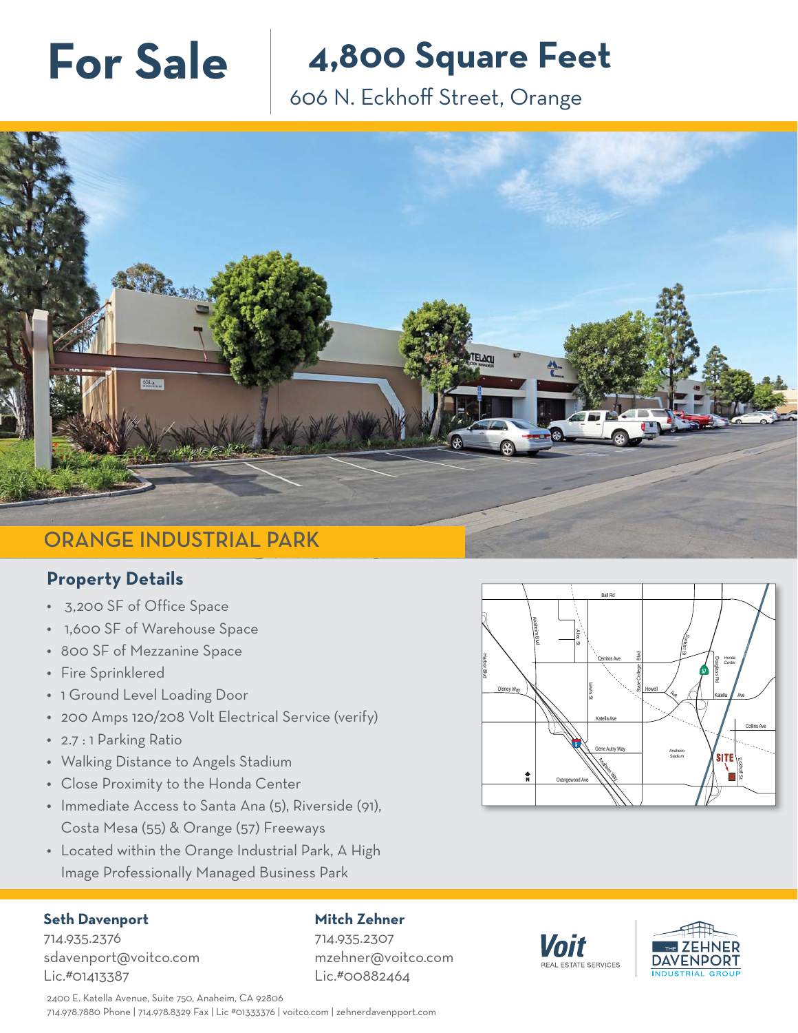# For Sale

# 4,800 Square Feet

606 N. Eckhoff Street, Orange

## ORANGE INDUSTRIAL PARK

## Property Details

- 3,200 SF of Office Space
- 1,600 SF of Warehouse Space
- 800 SF of Mezzanine Space
- Fire Sprinklered
- 1 Ground Level Loading Door
- 200 Amps 120/208 Volt Electrical Service (verify)
- 2.7 : 1 Parking Ratio
- Walking Distance to Angels Stadium
- Close Proximity to the Honda Center
- Immediate Access to Santa Ana (5), Riverside (91), Costa Mesa (55) & Orange (57) Freeways
- Located within the Orange Industrial Park, A High Image Professionally Managed Business Park

**Seth Davenport**
714.935.2376
sdavenport@voitco.com
Lic.#01413387

**Mitch Zehner**
714.935.2307
mzehner@voitco.com
Lic.#00882464

Voit REAL ESTATE SERVICES

THE ZEHNER DAVENPORT INDUSTRIAL GROUP

2400 E. Katella Avenue, Suite 750, Anaheim, CA 92806
714.978.7880 Phone | 714.978.8329 Fax | Lic #01333376 | voitco.com | zehnerdavenpport.com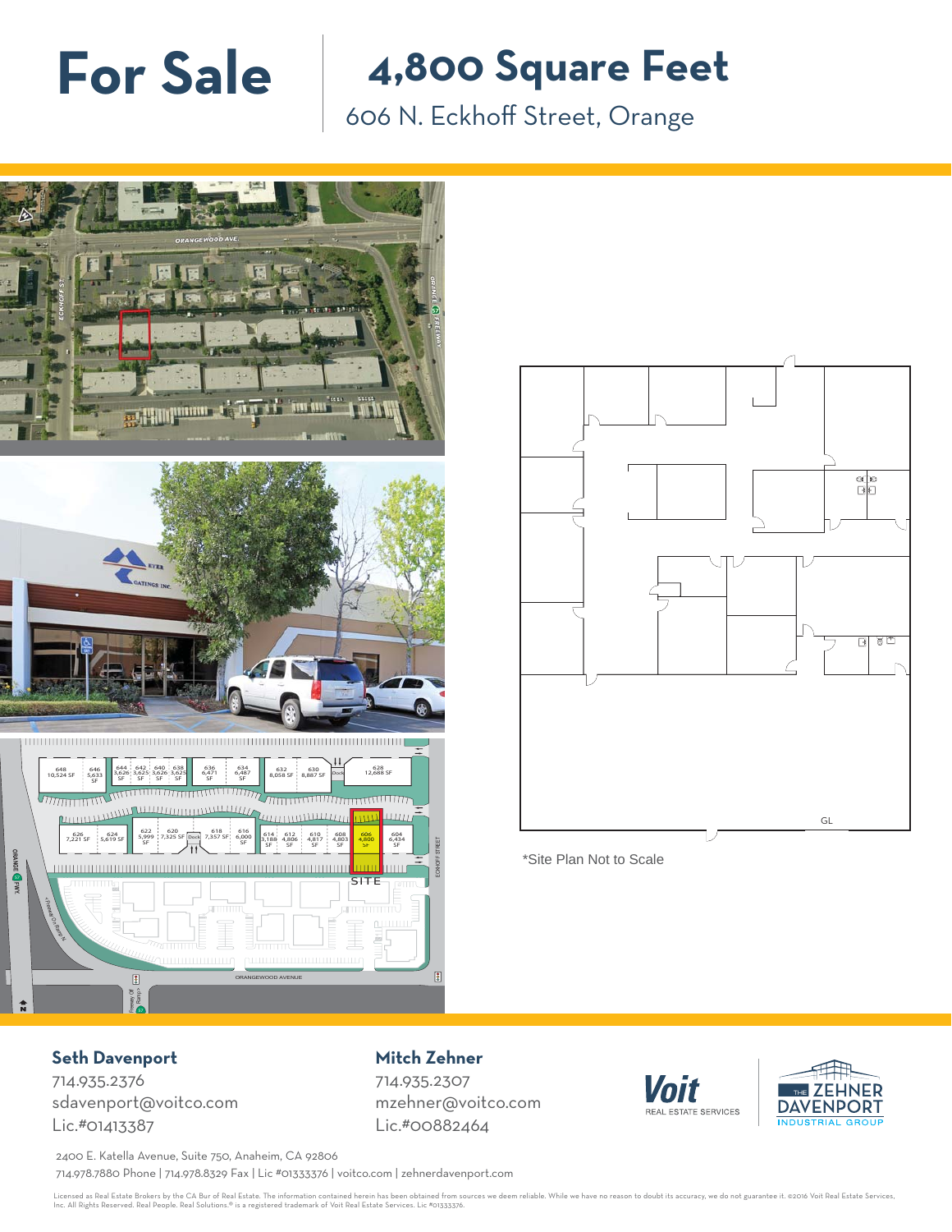# For Sale

## 4,800 Square Feet

606 N. Eckhoff Street, Orange

*Site Plan Not to Scale

**Seth Davenport**
714.935.2376
sdavenport@voitco.com
Lic.#01413387

**Mitch Zehner**
714.935.2307
mzehner@voitco.com
Lic.#00882464

Voit REAL ESTATE SERVICES

THE ZEHNER DAVENPORT INDUSTRIAL GROUP

2400 E. Katella Avenue, Suite 750, Anaheim, CA 92806
714.978.7880 Phone | 714.978.8329 Fax | Lic #01333376 | voitco.com | zehnerdavenport.com

Licensed as Real Estate Brokers by the CA Bur of Real Estate. The information contained herein has been obtained from sources we deem reliable. While we have no reason to doubt its accuracy, we do not guarantee it. ©2016 Voit Real Estate Services, Inc. All Rights Reserved. Real People. Real Solutions.® is a registered trademark of Voit Real Estate Services. Lic #01333376.